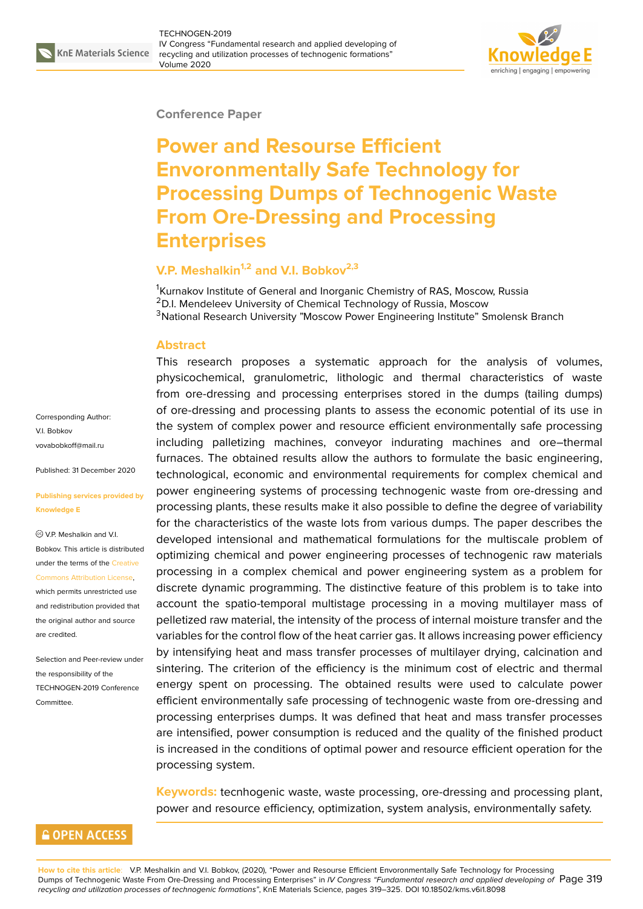Conference Paper

# Power and Resourse Efficient Envoronmentally Safe Technology for Processing Dumps of Technogenic Waste From Ore-Dressing and Processing Enterprises

## V.P. Meshalkin[1,2] and V.I. Bobkov[2,3]

[1]Kurnakov Institute of General and Inorganic Chemistry of RAS, Moscow, Russia
[2]D.I. Mendeleev University of Chemical Technology of Russia, Moscow
[3]National Research University "Moscow Power Engineering Institute" Smolensk Branch

Corresponding Author:
V.I. Bobkov
vovabobkoff@mail.ru

Published: 31 December 2020

Publishing services provided by Knowledge E

© V.P. Meshalkin and V.I. Bobkov. This article is distributed under the terms of the Creative Commons Attribution License, which permits unrestricted use and redistribution provided that the original author and source are credited.

Selection and Peer-review under the responsibility of the TECHNOGEN-2019 Conference Committee.

### Abstract

This research proposes a systematic approach for the analysis of volumes, physicochemical, granulometric, lithologic and thermal characteristics of waste from ore-dressing and processing enterprises stored in the dumps (tailing dumps) of ore-dressing and processing plants to assess the economic potential of its use in the system of complex power and resource efficient environmentally safe processing including palletizing machines, conveyor indurating machines and ore–thermal furnaces. The obtained results allow the authors to formulate the basic engineering, technological, economic and environmental requirements for complex chemical and power engineering systems of processing technogenic waste from ore-dressing and processing plants, these results make it also possible to define the degree of variability for the characteristics of the waste lots from various dumps. The paper describes the developed intensional and mathematical formulations for the multiscale problem of optimizing chemical and power engineering processes of technogenic raw materials processing in a complex chemical and power engineering system as a problem for discrete dynamic programming. The distinctive feature of this problem is to take into account the spatio-temporal multistage processing in a moving multilayer mass of pelletized raw material, the intensity of the process of internal moisture transfer and the variables for the control flow of the heat carrier gas. It allows increasing power efficiency by intensifying heat and mass transfer processes of multilayer drying, calcination and sintering. The criterion of the efficiency is the minimum cost of electric and thermal energy spent on processing. The obtained results were used to calculate power efficient environmentally safe processing of technogenic waste from ore-dressing and processing enterprises dumps. It was defined that heat and mass transfer processes are intensified, power consumption is reduced and the quality of the finished product is increased in the conditions of optimal power and resource efficient operation for the processing system.

**Keywords:** tecnhogenic waste, waste processing, ore-dressing and processing plant, power and resource efficiency, optimization, system analysis, environmentally safety.

**OPEN ACCESS**

**How to cite this article**: V.P. Meshalkin and V.I. Bobkov, (2020), "Power and Resourse Efficient Envoronmentally Safe Technology for Processing Dumps of Technogenic Waste From Ore-Dressing and Processing Enterprises" in *IV Congress "Fundamental research and applied developing of recycling and utilization processes of technogenic formations"*, KnE Materials Science, pages 319–325. DOI 10.18502/kms.v6i1.8098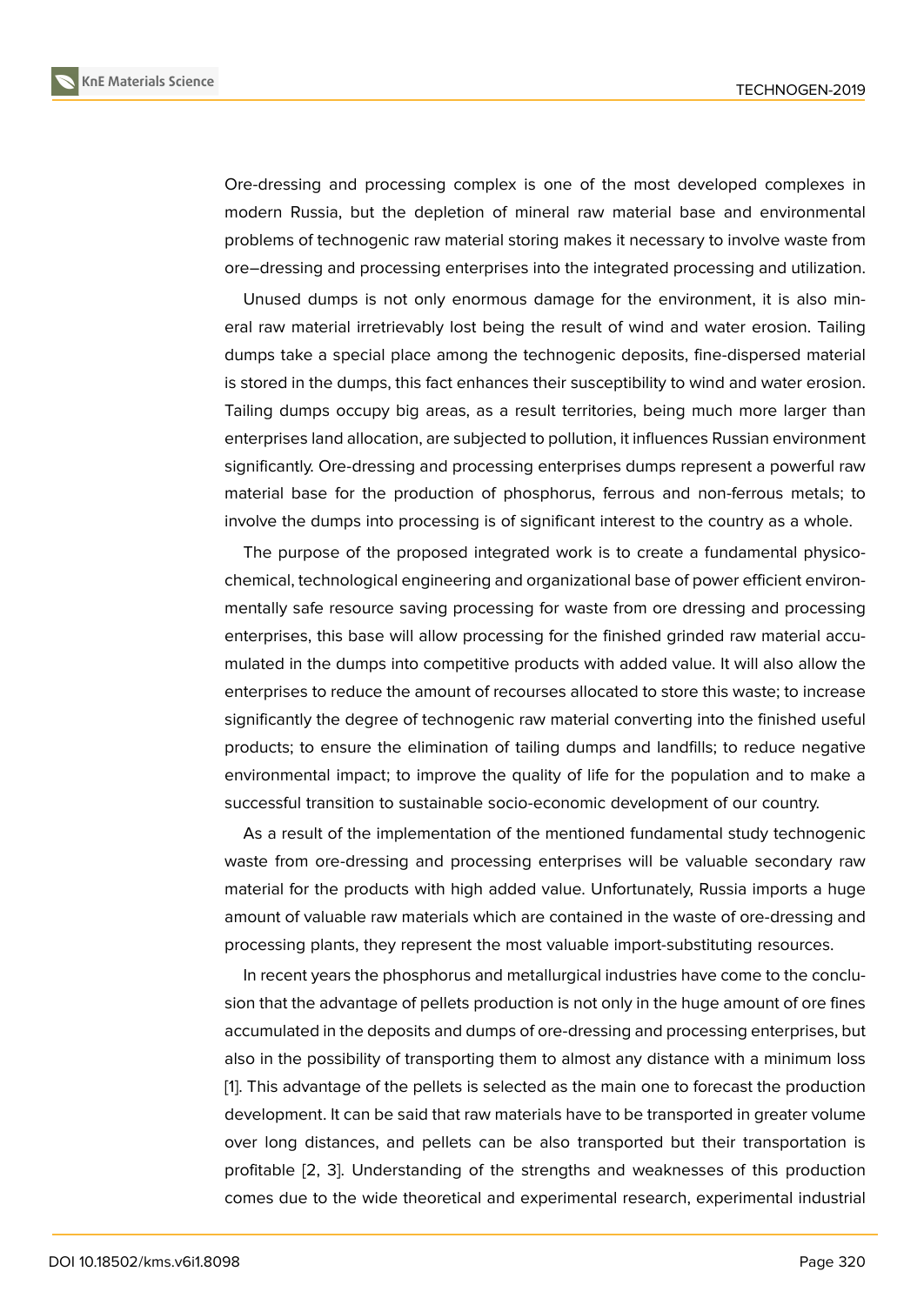Ore-dressing and processing complex is one of the most developed complexes in modern Russia, but the depletion of mineral raw material base and environmental problems of technogenic raw material storing makes it necessary to involve waste from ore–dressing and processing enterprises into the integrated processing and utilization.

Unused dumps is not only enormous damage for the environment, it is also mineral raw material irretrievably lost being the result of wind and water erosion. Tailing dumps take a special place among the technogenic deposits, fine-dispersed material is stored in the dumps, this fact enhances their susceptibility to wind and water erosion. Tailing dumps occupy big areas, as a result territories, being much more larger than enterprises land allocation, are subjected to pollution, it influences Russian environment significantly. Ore-dressing and processing enterprises dumps represent a powerful raw material base for the production of phosphorus, ferrous and non-ferrous metals; to involve the dumps into processing is of significant interest to the country as a whole.

The purpose of the proposed integrated work is to create a fundamental physico-chemical, technological engineering and organizational base of power efficient environmentally safe resource saving processing for waste from ore dressing and processing enterprises, this base will allow processing for the finished grinded raw material accumulated in the dumps into competitive products with added value. It will also allow the enterprises to reduce the amount of recourses allocated to store this waste; to increase significantly the degree of technogenic raw material converting into the finished useful products; to ensure the elimination of tailing dumps and landfills; to reduce negative environmental impact; to improve the quality of life for the population and to make a successful transition to sustainable socio-economic development of our country.

As a result of the implementation of the mentioned fundamental study technogenic waste from ore-dressing and processing enterprises will be valuable secondary raw material for the products with high added value. Unfortunately, Russia imports a huge amount of valuable raw materials which are contained in the waste of ore-dressing and processing plants, they represent the most valuable import-substituting resources.

In recent years the phosphorus and metallurgical industries have come to the conclusion that the advantage of pellets production is not only in the huge amount of ore fines accumulated in the deposits and dumps of ore-dressing and processing enterprises, but also in the possibility of transporting them to almost any distance with a minimum loss [1]. This advantage of the pellets is selected as the main one to forecast the production development. It can be said that raw materials have to be transported in greater volume over long distances, and pellets can be also transported but their transportation is profitable [2, 3]. Understanding of the strengths and weaknesses of this production comes due to the wide theoretical and experimental research, experimental industrial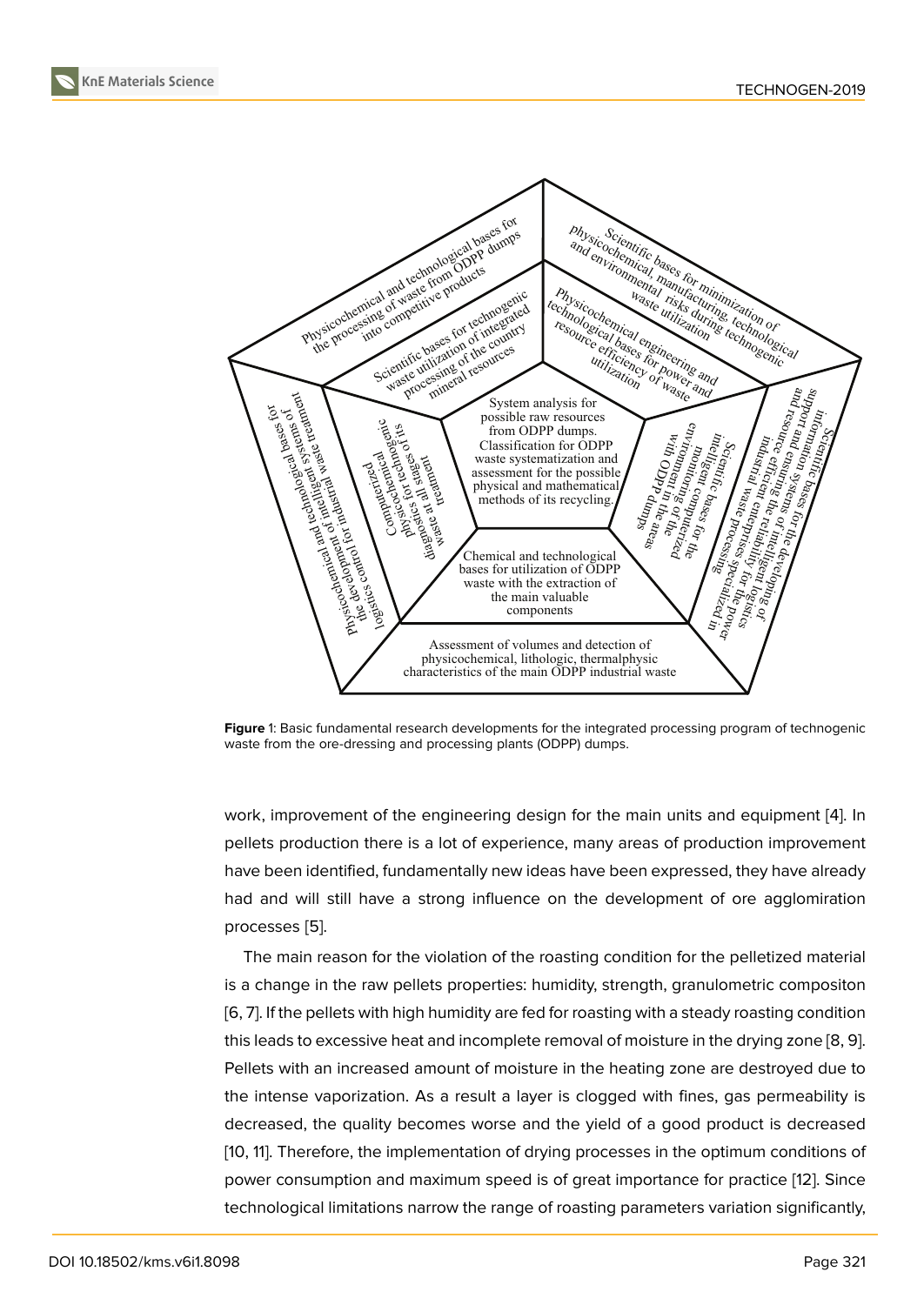**Figure** 1: Basic fundamental research developments for the integrated processing program of technogenic waste from the ore-dressing and processing plants (ODPP) dumps.

work, improvement of the engineering design for the main units and equipment [4]. In pellets production there is a lot of experience, many areas of production improvement have been identified, fundamentally new ideas have been expressed, they have already had and will still have a strong influence on the development of ore agglomiration processes [5].

The main reason for the violation of the roasting condition for the pelletized material is a change in the raw pellets properties: humidity, strength, granulometric compositon [6, 7]. If the pellets with high humidity are fed for roasting with a steady roasting condition this leads to excessive heat and incomplete removal of moisture in the drying zone [8, 9]. Pellets with an increased amount of moisture in the heating zone are destroyed due to the intense vaporization. As a result a layer is clogged with fines, gas permeability is decreased, the quality becomes worse and the yield of a good product is decreased [10, 11]. Therefore, the implementation of drying processes in the optimum conditions of power consumption and maximum speed is of great importance for practice [12]. Since technological limitations narrow the range of roasting parameters variation significantly,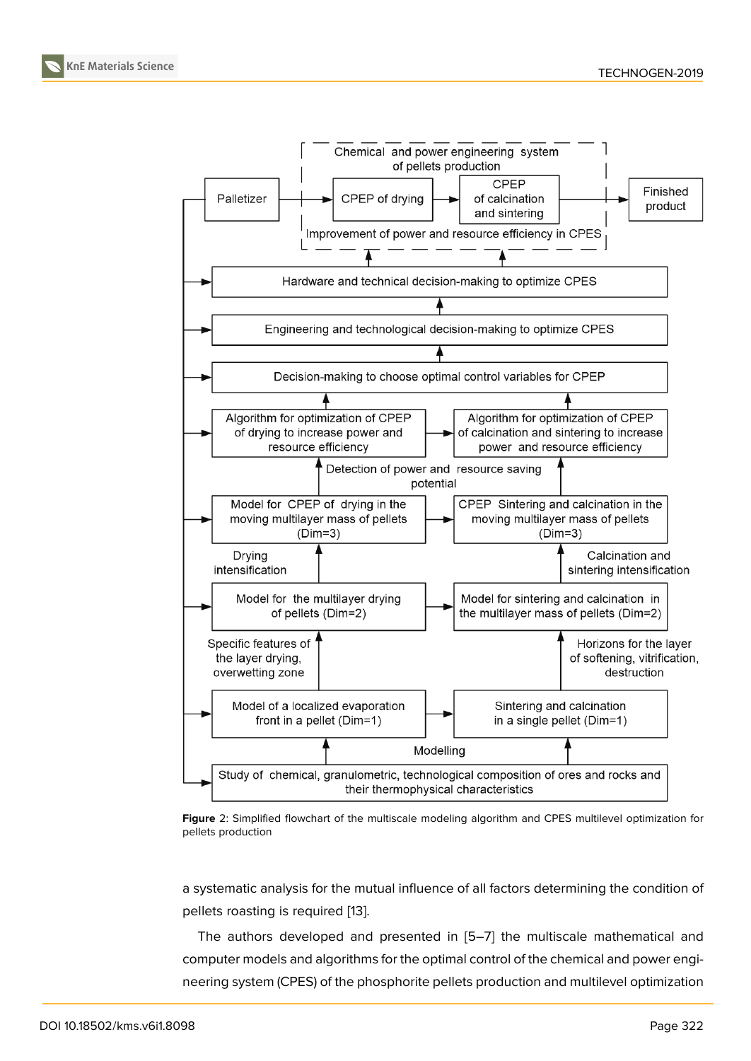Figure 2: Simplified flowchart of the multiscale modeling algorithm and CPES multilevel optimization for pellets production

a systematic analysis for the mutual influence of all factors determining the condition of pellets roasting is required [13].

The authors developed and presented in [5–7] the multiscale mathematical and computer models and algorithms for the optimal control of the chemical and power engineering system (CPES) of the phosphorite pellets production and multilevel optimization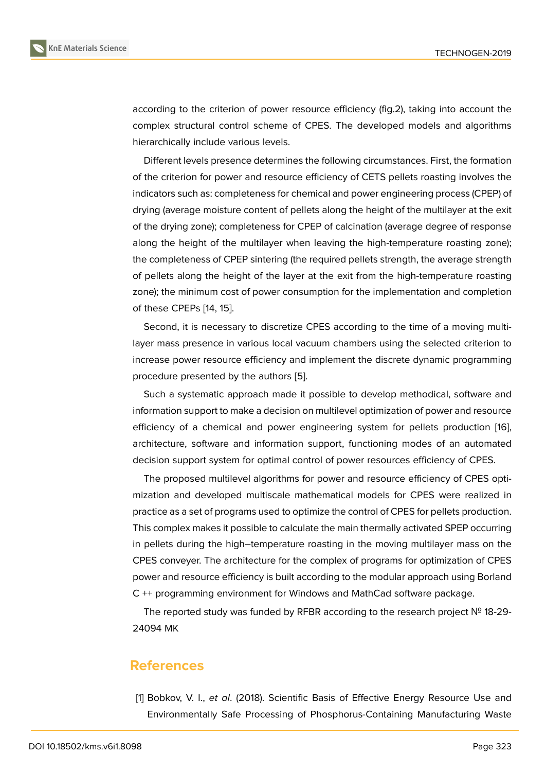according to the criterion of power resource efficiency (fig.2), taking into account the complex structural control scheme of CPES. The developed models and algorithms hierarchically include various levels.

Different levels presence determines the following circumstances. First, the formation of the criterion for power and resource efficiency of CETS pellets roasting involves the indicators such as: completeness for chemical and power engineering process (CPEP) of drying (average moisture content of pellets along the height of the multilayer at the exit of the drying zone); completeness for CPEP of calcination (average degree of response along the height of the multilayer when leaving the high-temperature roasting zone); the completeness of CPEP sintering (the required pellets strength, the average strength of pellets along the height of the layer at the exit from the high-temperature roasting zone); the minimum cost of power consumption for the implementation and completion of these CPEPs [14, 15].

Second, it is necessary to discretize CPES according to the time of a moving multi-layer mass presence in various local vacuum chambers using the selected criterion to increase power resource efficiency and implement the discrete dynamic programming procedure presented by the authors [5].

Such a systematic approach made it possible to develop methodical, software and information support to make a decision on multilevel optimization of power and resource efficiency of a chemical and power engineering system for pellets production [16], architecture, software and information support, functioning modes of an automated decision support system for optimal control of power resources efficiency of CPES.

The proposed multilevel algorithms for power and resource efficiency of CPES optimization and developed multiscale mathematical models for CPES were realized in practice as a set of programs used to optimize the control of CPES for pellets production. This complex makes it possible to calculate the main thermally activated SPEP occurring in pellets during the high–temperature roasting in the moving multilayer mass on the CPES conveyer. The architecture for the complex of programs for optimization of CPES power and resource efficiency is built according to the modular approach using Borland C ++ programming environment for Windows and MathCad software package.

The reported study was funded by RFBR according to the research project № 18-29-24094 MK

## References

[1] Bobkov, V. I., *et al*. (2018). Scientific Basis of Effective Energy Resource Use and Environmentally Safe Processing of Phosphorus-Containing Manufacturing Waste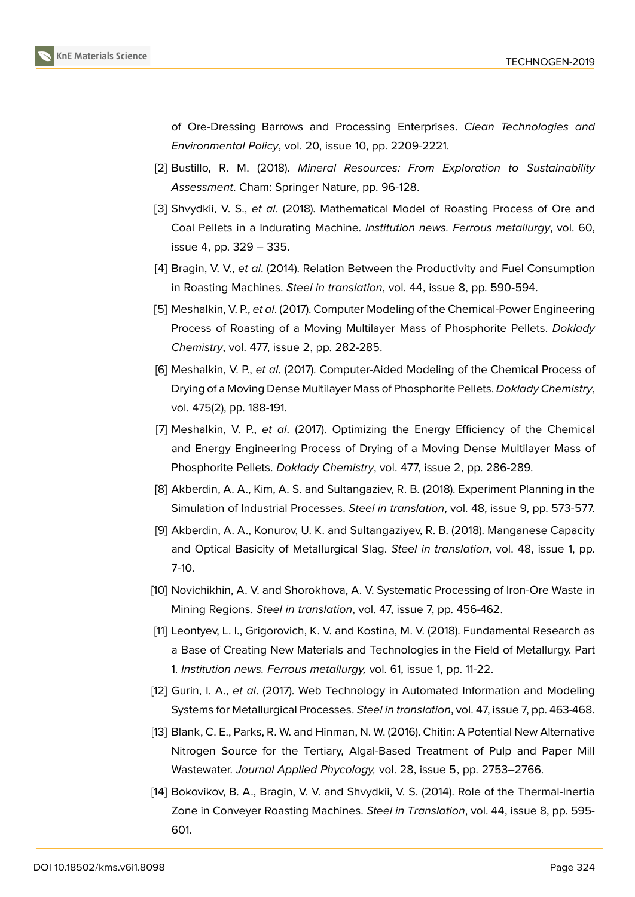of Ore-Dressing Barrows and Processing Enterprises. *Clean Technologies and Environmental Policy*, vol. 20, issue 10, pp. 2209-2221.

[2] Bustillo, R. M. (2018). *Mineral Resources: From Exploration to Sustainability Assessment*. Cham: Springer Nature, pp. 96-128.

[3] Shvydkii, V. S., *et al*. (2018). Mathematical Model of Roasting Process of Ore and Coal Pellets in a Indurating Machine. *Institution news. Ferrous metallurgy*, vol. 60, issue 4, pp. 329 – 335.

[4] Bragin, V. V., *et al*. (2014). Relation Between the Productivity and Fuel Consumption in Roasting Machines. *Steel in translation*, vol. 44, issue 8, pp. 590-594.

[5] Meshalkin, V. P., *et al*. (2017). Computer Modeling of the Chemical-Power Engineering Process of Roasting of a Moving Multilayer Mass of Phosphorite Pellets. *Doklady Chemistry*, vol. 477, issue 2, pp. 282-285.

[6] Meshalkin, V. P., *et al*. (2017). Computer-Aided Modeling of the Chemical Process of Drying of a Moving Dense Multilayer Mass of Phosphorite Pellets. *Doklady Chemistry*, vol. 475(2), pp. 188-191.

[7] Meshalkin, V. P., *et al*. (2017). Optimizing the Energy Efficiency of the Chemical and Energy Engineering Process of Drying of a Moving Dense Multilayer Mass of Phosphorite Pellets. *Doklady Chemistry*, vol. 477, issue 2, pp. 286-289.

[8] Akberdin, A. A., Kim, A. S. and Sultangaziev, R. B. (2018). Experiment Planning in the Simulation of Industrial Processes. *Steel in translation*, vol. 48, issue 9, pp. 573-577.

[9] Akberdin, A. A., Konurov, U. K. and Sultangaziyev, R. B. (2018). Manganese Capacity and Optical Basicity of Metallurgical Slag. *Steel in translation*, vol. 48, issue 1, pp. 7-10.

[10] Novichikhin, A. V. and Shorokhova, A. V. Systematic Processing of Iron-Ore Waste in Mining Regions. *Steel in translation*, vol. 47, issue 7, pp. 456-462.

[11] Leontyev, L. I., Grigorovich, K. V. and Kostina, M. V. (2018). Fundamental Research as a Base of Creating New Materials and Technologies in the Field of Metallurgy. Part 1. *Institution news. Ferrous metallurgy,* vol. 61, issue 1, pp. 11-22.

[12] Gurin, I. A., *et al*. (2017). Web Technology in Automated Information and Modeling Systems for Metallurgical Processes. *Steel in translation*, vol. 47, issue 7, pp. 463-468.

[13] Blank, C. E., Parks, R. W. and Hinman, N. W. (2016). Chitin: A Potential New Alternative Nitrogen Source for the Tertiary, Algal-Based Treatment of Pulp and Paper Mill Wastewater. *Journal Applied Phycology,* vol. 28, issue 5, pp. 2753–2766.

[14] Bokovikov, B. A., Bragin, V. V. and Shvydkii, V. S. (2014). Role of the Thermal-Inertia Zone in Conveyer Roasting Machines. *Steel in Translation*, vol. 44, issue 8, pp. 595-601.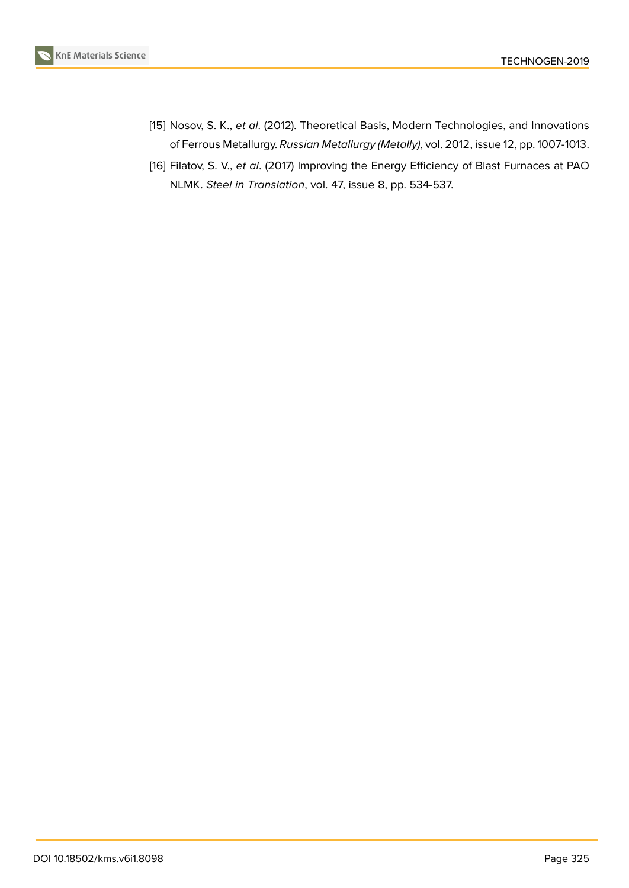[15] Nosov, S. K., *et al*. (2012). Theoretical Basis, Modern Technologies, and Innovations of Ferrous Metallurgy. *Russian Metallurgy (Metally)*, vol. 2012, issue 12, pp. 1007-1013.

[16] Filatov, S. V., *et al*. (2017) Improving the Energy Efficiency of Blast Furnaces at PAO NLMK. *Steel in Translation*, vol. 47, issue 8, pp. 534-537.